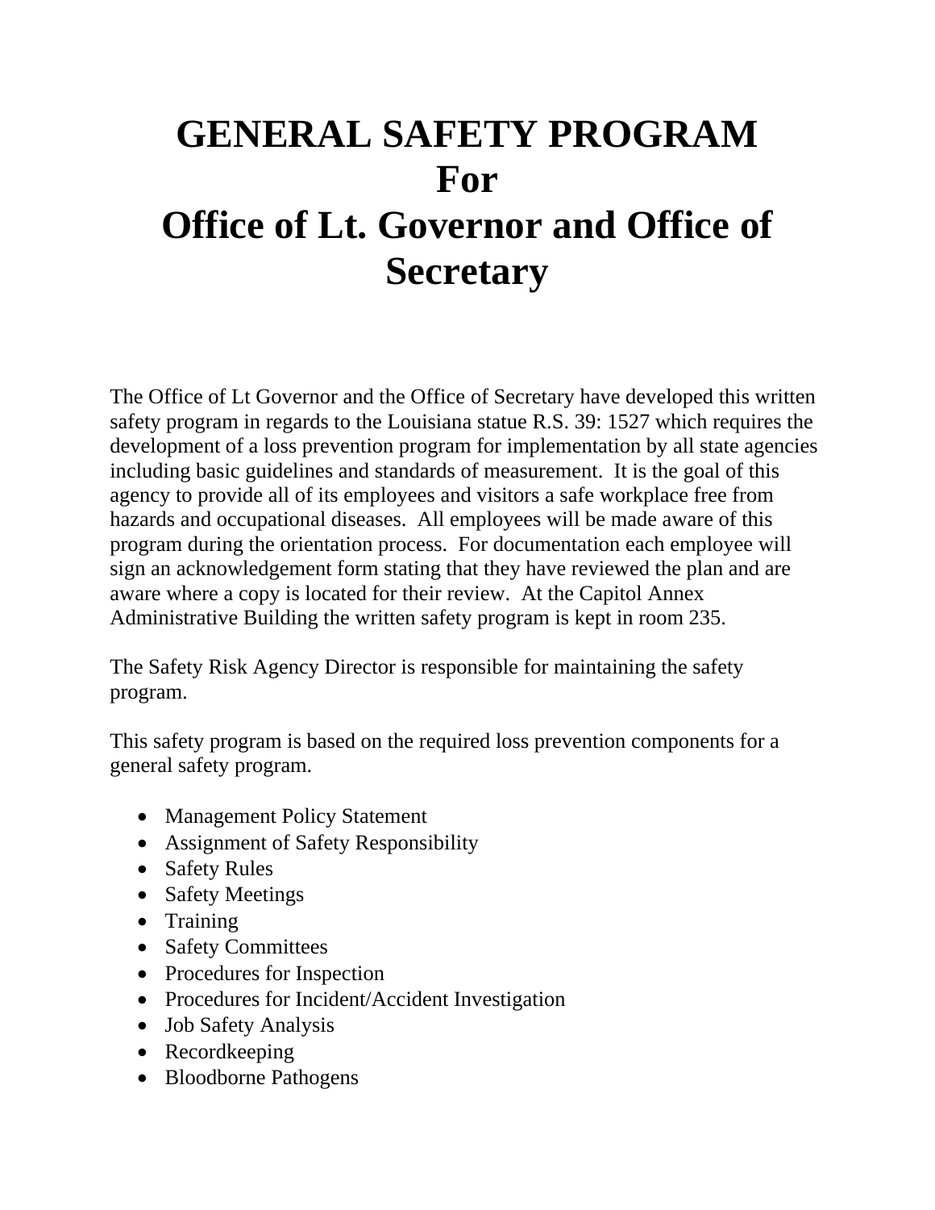# GENERAL SAFETY PROGRAM
# For
# Office of Lt. Governor and Office of Secretary

The Office of Lt Governor and the Office of Secretary have developed this written safety program in regards to the Louisiana statue R.S. 39: 1527 which requires the development of a loss prevention program for implementation by all state agencies including basic guidelines and standards of measurement. It is the goal of this agency to provide all of its employees and visitors a safe workplace free from hazards and occupational diseases. All employees will be made aware of this program during the orientation process. For documentation each employee will sign an acknowledgement form stating that they have reviewed the plan and are aware where a copy is located for their review. At the Capitol Annex Administrative Building the written safety program is kept in room 235.

The Safety Risk Agency Director is responsible for maintaining the safety program.

This safety program is based on the required loss prevention components for a general safety program.

- Management Policy Statement
- Assignment of Safety Responsibility
- Safety Rules
- Safety Meetings
- Training
- Safety Committees
- Procedures for Inspection
- Procedures for Incident/Accident Investigation
- Job Safety Analysis
- Recordkeeping
- Bloodborne Pathogens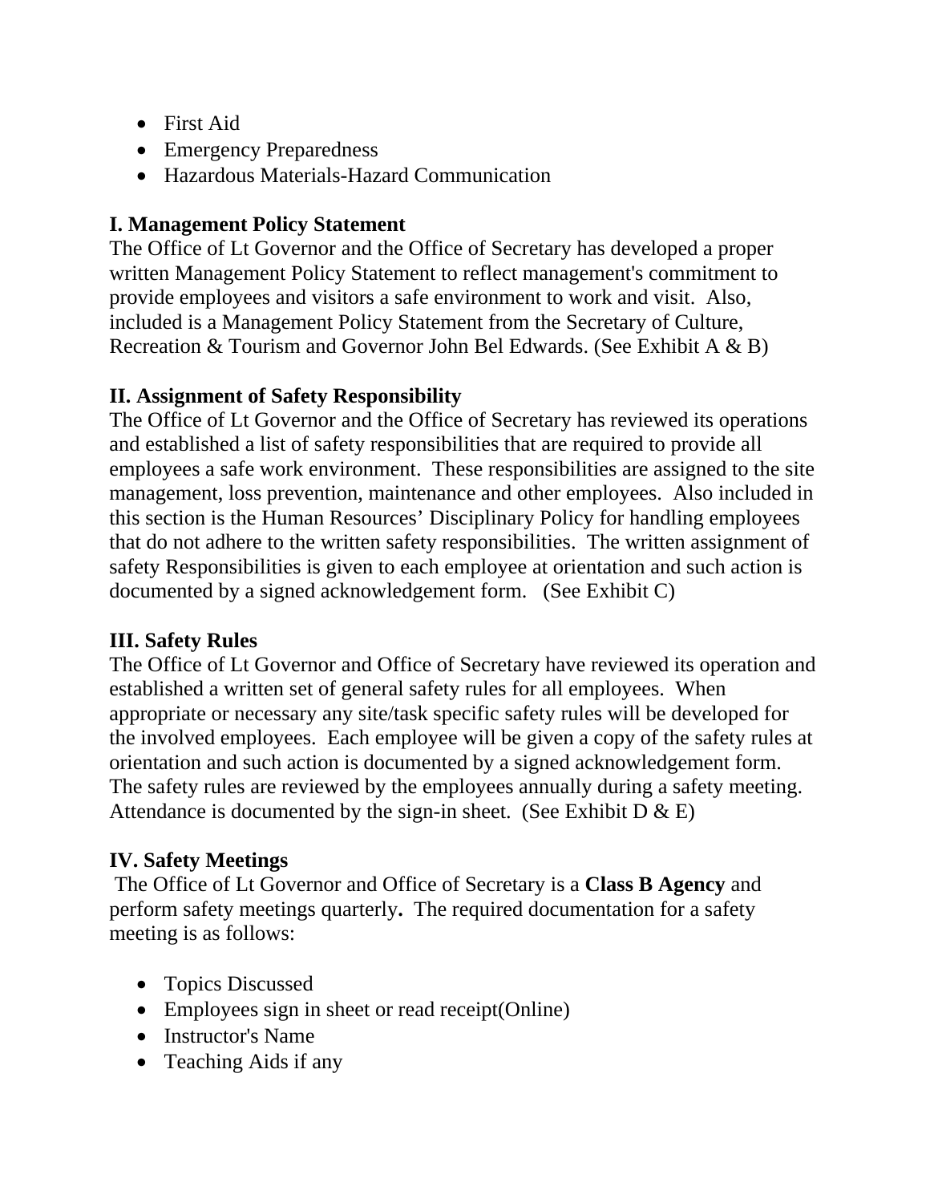- First Aid
- Emergency Preparedness
- Hazardous Materials-Hazard Communication

### I. Management Policy Statement

The Office of Lt Governor and the Office of Secretary has developed a proper written Management Policy Statement to reflect management's commitment to provide employees and visitors a safe environment to work and visit. Also, included is a Management Policy Statement from the Secretary of Culture, Recreation & Tourism and Governor John Bel Edwards. (See Exhibit A & B)

### II. Assignment of Safety Responsibility

The Office of Lt Governor and the Office of Secretary has reviewed its operations and established a list of safety responsibilities that are required to provide all employees a safe work environment. These responsibilities are assigned to the site management, loss prevention, maintenance and other employees. Also included in this section is the Human Resources' Disciplinary Policy for handling employees that do not adhere to the written safety responsibilities. The written assignment of safety Responsibilities is given to each employee at orientation and such action is documented by a signed acknowledgement form. (See Exhibit C)

### III. Safety Rules

The Office of Lt Governor and Office of Secretary have reviewed its operation and established a written set of general safety rules for all employees. When appropriate or necessary any site/task specific safety rules will be developed for the involved employees. Each employee will be given a copy of the safety rules at orientation and such action is documented by a signed acknowledgement form. The safety rules are reviewed by the employees annually during a safety meeting. Attendance is documented by the sign-in sheet. (See Exhibit D & E)

### IV. Safety Meetings

The Office of Lt Governor and Office of Secretary is a **Class B Agency** and perform safety meetings quarterly**.** The required documentation for a safety meeting is as follows:

- Topics Discussed
- Employees sign in sheet or read receipt(Online)
- Instructor's Name
- Teaching Aids if any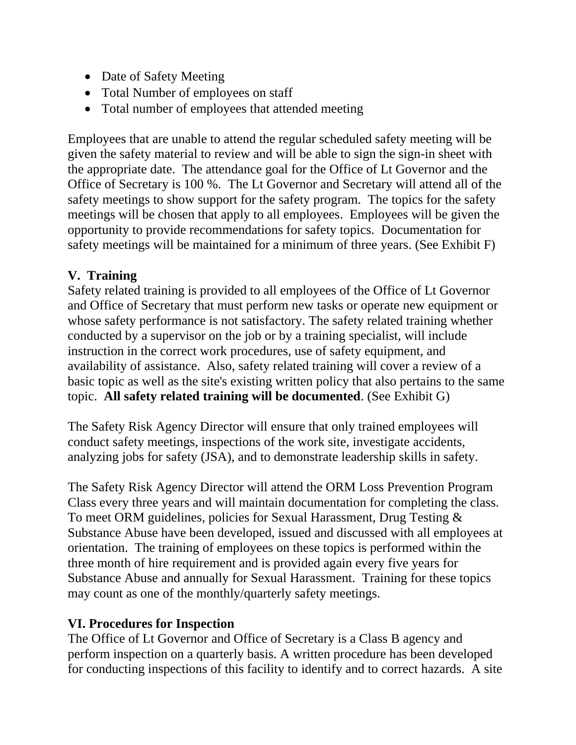- Date of Safety Meeting
- Total Number of employees on staff
- Total number of employees that attended meeting

Employees that are unable to attend the regular scheduled safety meeting will be given the safety material to review and will be able to sign the sign-in sheet with the appropriate date. The attendance goal for the Office of Lt Governor and the Office of Secretary is 100 %. The Lt Governor and Secretary will attend all of the safety meetings to show support for the safety program. The topics for the safety meetings will be chosen that apply to all employees. Employees will be given the opportunity to provide recommendations for safety topics. Documentation for safety meetings will be maintained for a minimum of three years. (See Exhibit F)

## V. Training

Safety related training is provided to all employees of the Office of Lt Governor and Office of Secretary that must perform new tasks or operate new equipment or whose safety performance is not satisfactory. The safety related training whether conducted by a supervisor on the job or by a training specialist, will include instruction in the correct work procedures, use of safety equipment, and availability of assistance. Also, safety related training will cover a review of a basic topic as well as the site's existing written policy that also pertains to the same topic. **All safety related training will be documented**. (See Exhibit G)

The Safety Risk Agency Director will ensure that only trained employees will conduct safety meetings, inspections of the work site, investigate accidents, analyzing jobs for safety (JSA), and to demonstrate leadership skills in safety.

The Safety Risk Agency Director will attend the ORM Loss Prevention Program Class every three years and will maintain documentation for completing the class. To meet ORM guidelines, policies for Sexual Harassment, Drug Testing & Substance Abuse have been developed, issued and discussed with all employees at orientation. The training of employees on these topics is performed within the three month of hire requirement and is provided again every five years for Substance Abuse and annually for Sexual Harassment. Training for these topics may count as one of the monthly/quarterly safety meetings.

## VI. Procedures for Inspection

The Office of Lt Governor and Office of Secretary is a Class B agency and perform inspection on a quarterly basis. A written procedure has been developed for conducting inspections of this facility to identify and to correct hazards. A site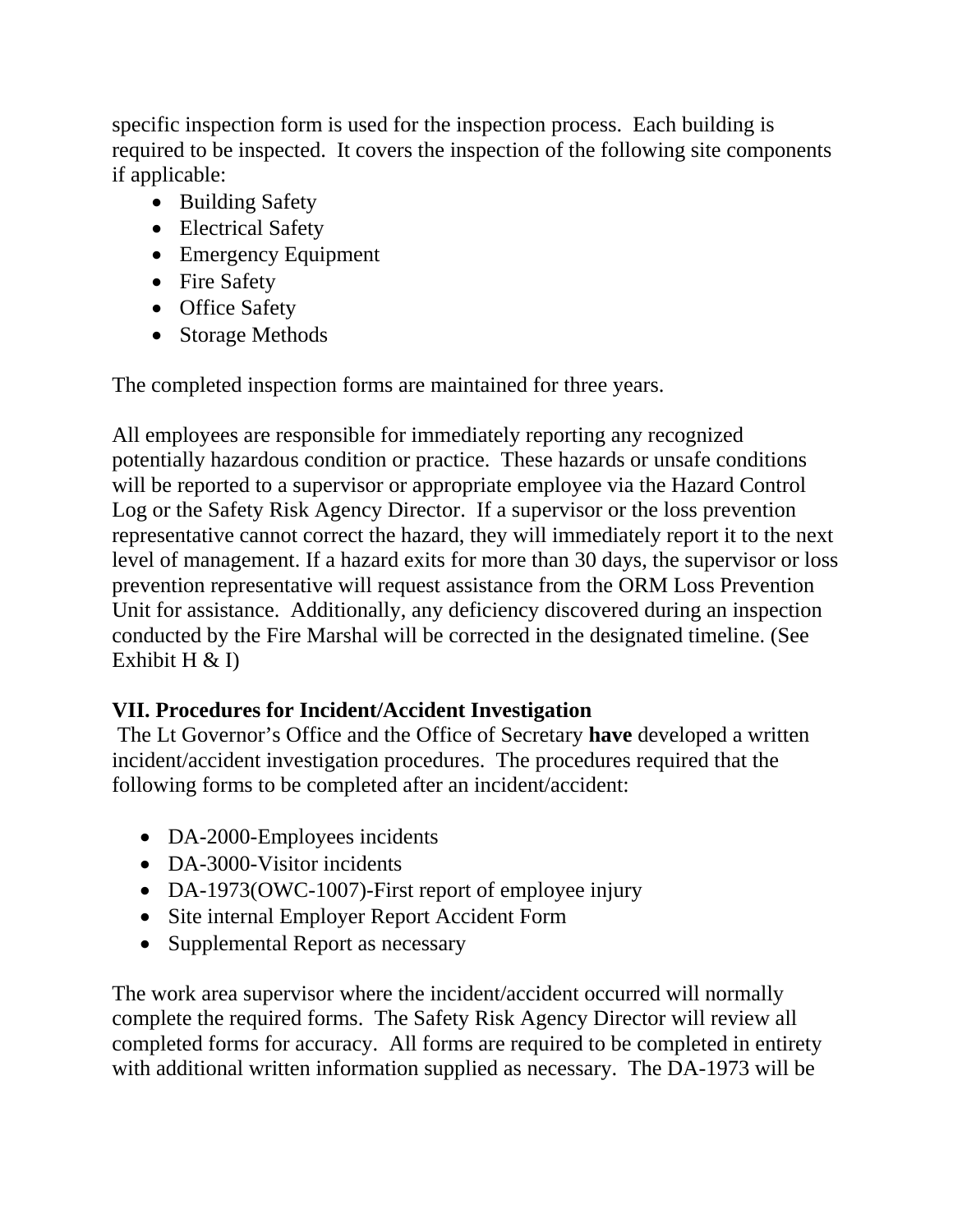specific inspection form is used for the inspection process. Each building is required to be inspected. It covers the inspection of the following site components if applicable:

- Building Safety
- Electrical Safety
- Emergency Equipment
- Fire Safety
- Office Safety
- Storage Methods

The completed inspection forms are maintained for three years.

All employees are responsible for immediately reporting any recognized potentially hazardous condition or practice. These hazards or unsafe conditions will be reported to a supervisor or appropriate employee via the Hazard Control Log or the Safety Risk Agency Director. If a supervisor or the loss prevention representative cannot correct the hazard, they will immediately report it to the next level of management. If a hazard exits for more than 30 days, the supervisor or loss prevention representative will request assistance from the ORM Loss Prevention Unit for assistance. Additionally, any deficiency discovered during an inspection conducted by the Fire Marshal will be corrected in the designated timeline. (See Exhibit H & I)

### VII. Procedures for Incident/Accident Investigation

The Lt Governor's Office and the Office of Secretary **have** developed a written incident/accident investigation procedures. The procedures required that the following forms to be completed after an incident/accident:

- DA-2000-Employees incidents
- DA-3000-Visitor incidents
- DA-1973(OWC-1007)-First report of employee injury
- Site internal Employer Report Accident Form
- Supplemental Report as necessary

The work area supervisor where the incident/accident occurred will normally complete the required forms. The Safety Risk Agency Director will review all completed forms for accuracy. All forms are required to be completed in entirety with additional written information supplied as necessary. The DA-1973 will be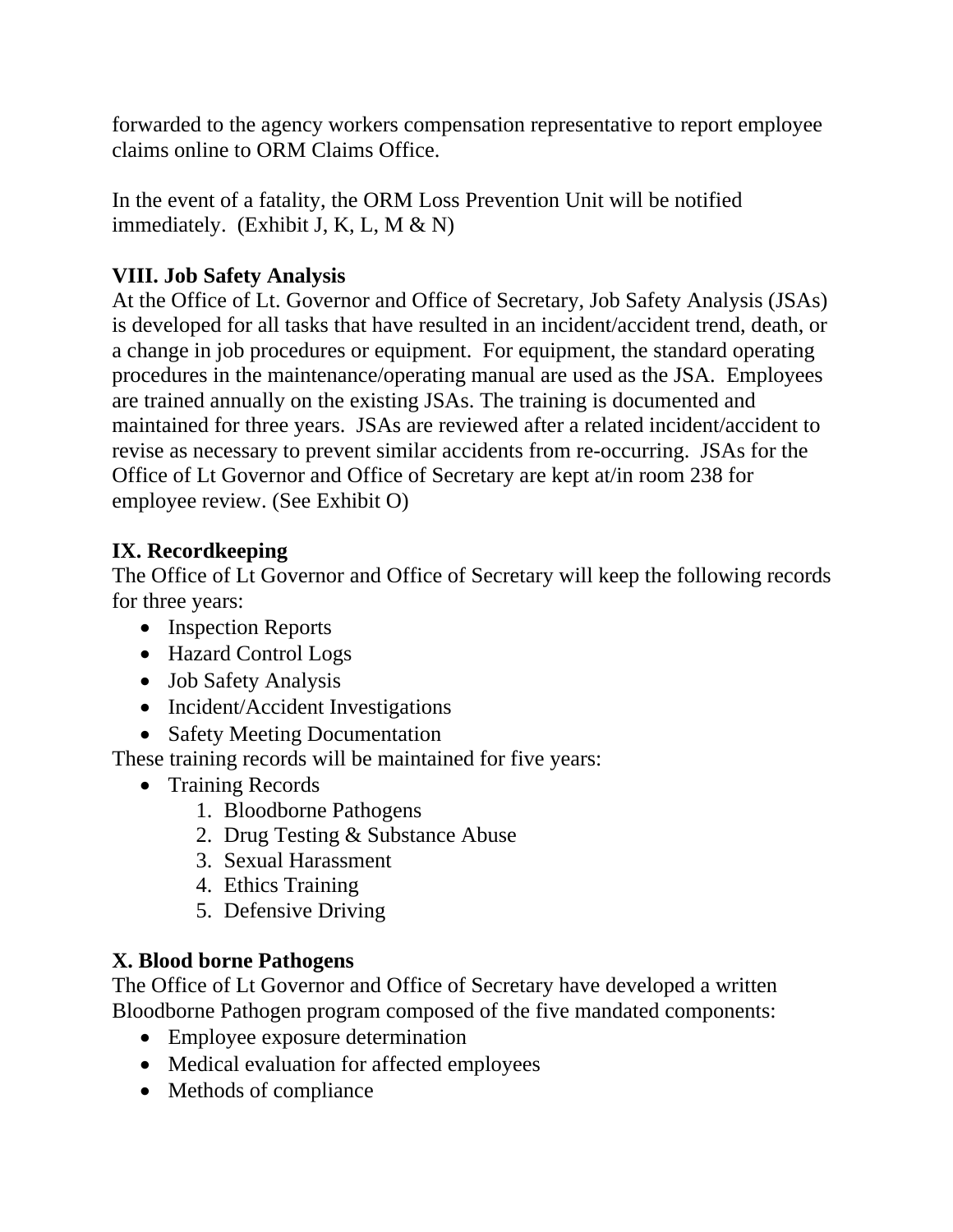forwarded to the agency workers compensation representative to report employee claims online to ORM Claims Office.

In the event of a fatality, the ORM Loss Prevention Unit will be notified immediately. (Exhibit J, K, L, M & N)

**VIII. Job Safety Analysis**

At the Office of Lt. Governor and Office of Secretary, Job Safety Analysis (JSAs) is developed for all tasks that have resulted in an incident/accident trend, death, or a change in job procedures or equipment. For equipment, the standard operating procedures in the maintenance/operating manual are used as the JSA. Employees are trained annually on the existing JSAs. The training is documented and maintained for three years. JSAs are reviewed after a related incident/accident to revise as necessary to prevent similar accidents from re-occurring. JSAs for the Office of Lt Governor and Office of Secretary are kept at/in room 238 for employee review. (See Exhibit O)

**IX. Recordkeeping**

The Office of Lt Governor and Office of Secretary will keep the following records for three years:

- Inspection Reports
- Hazard Control Logs
- Job Safety Analysis
- Incident/Accident Investigations
- Safety Meeting Documentation

These training records will be maintained for five years:

- Training Records
    1. Bloodborne Pathogens
    2. Drug Testing & Substance Abuse
    3. Sexual Harassment
    4. Ethics Training
    5. Defensive Driving

**X. Blood borne Pathogens**

The Office of Lt Governor and Office of Secretary have developed a written Bloodborne Pathogen program composed of the five mandated components:

- Employee exposure determination
- Medical evaluation for affected employees
- Methods of compliance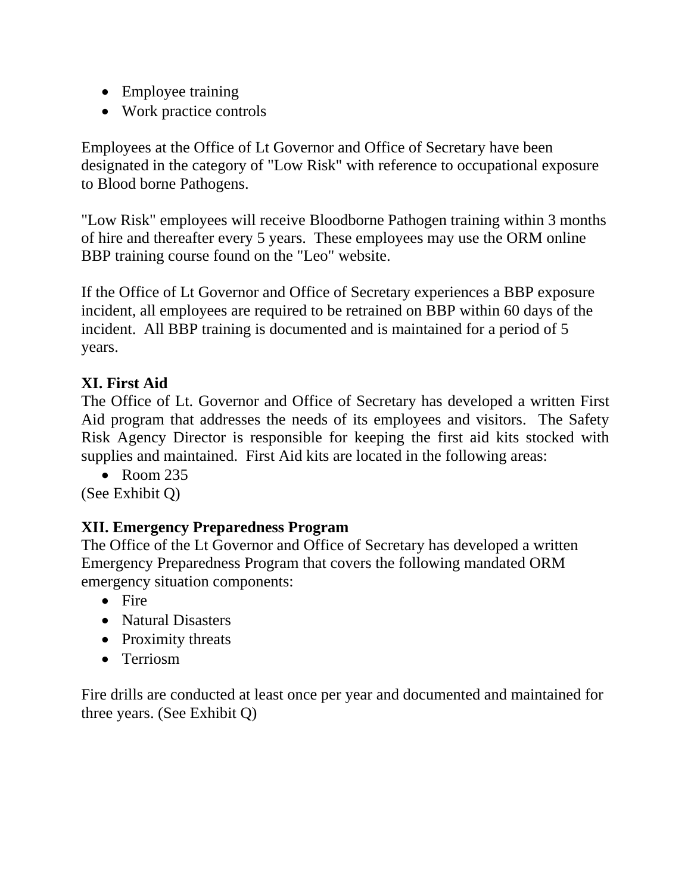- Employee training
- Work practice controls

Employees at the Office of Lt Governor and Office of Secretary have been designated in the category of "Low Risk" with reference to occupational exposure to Blood borne Pathogens.

"Low Risk" employees will receive Bloodborne Pathogen training within 3 months of hire and thereafter every 5 years. These employees may use the ORM online BBP training course found on the "Leo" website.

If the Office of Lt Governor and Office of Secretary experiences a BBP exposure incident, all employees are required to be retrained on BBP within 60 days of the incident. All BBP training is documented and is maintained for a period of 5 years.

**XI. First Aid**

The Office of Lt. Governor and Office of Secretary has developed a written First Aid program that addresses the needs of its employees and visitors. The Safety Risk Agency Director is responsible for keeping the first aid kits stocked with supplies and maintained. First Aid kits are located in the following areas:

- Room 235

(See Exhibit Q)

**XII. Emergency Preparedness Program**

The Office of the Lt Governor and Office of Secretary has developed a written Emergency Preparedness Program that covers the following mandated ORM emergency situation components:

- Fire
- Natural Disasters
- Proximity threats
- Terriosm

Fire drills are conducted at least once per year and documented and maintained for three years. (See Exhibit Q)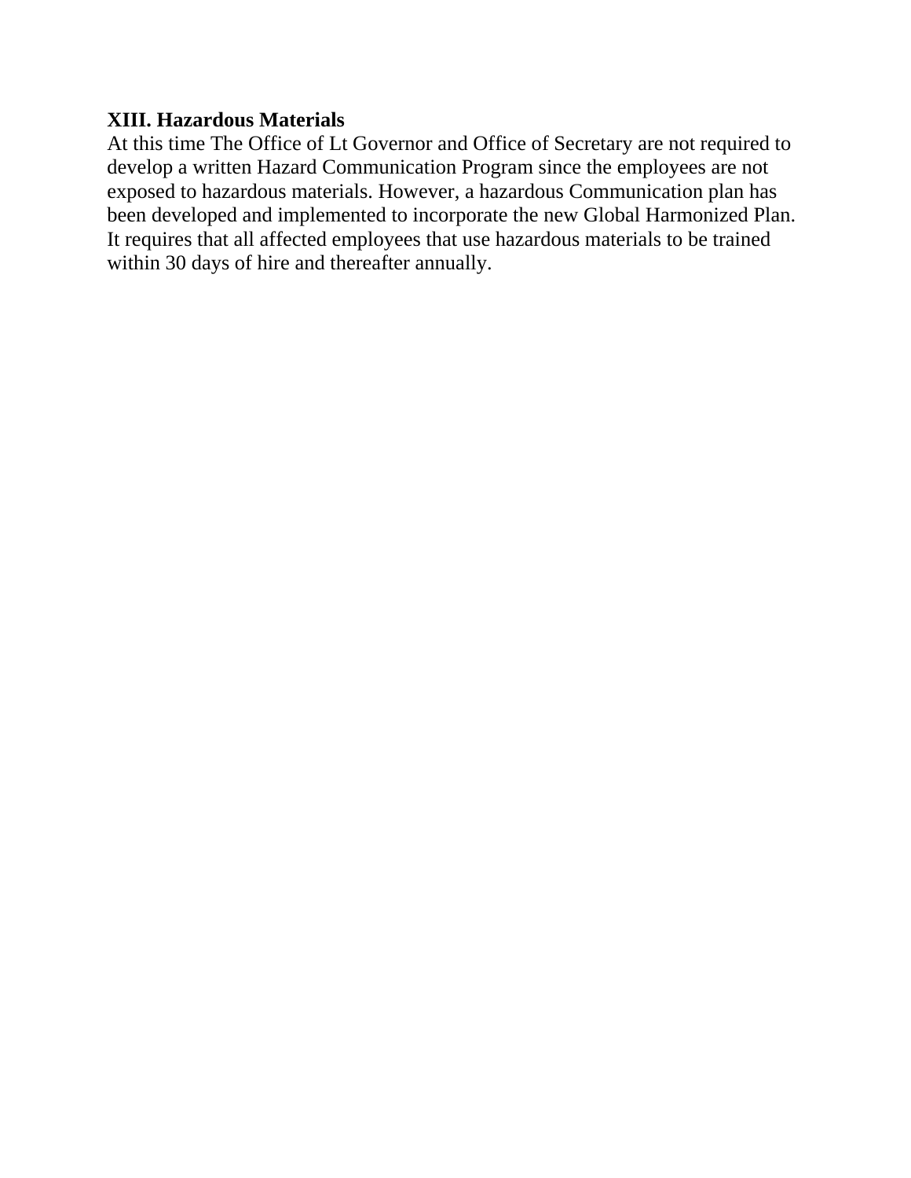**XIII. Hazardous Materials**

At this time The Office of Lt Governor and Office of Secretary are not required to develop a written Hazard Communication Program since the employees are not exposed to hazardous materials. However, a hazardous Communication plan has been developed and implemented to incorporate the new Global Harmonized Plan. It requires that all affected employees that use hazardous materials to be trained within 30 days of hire and thereafter annually.